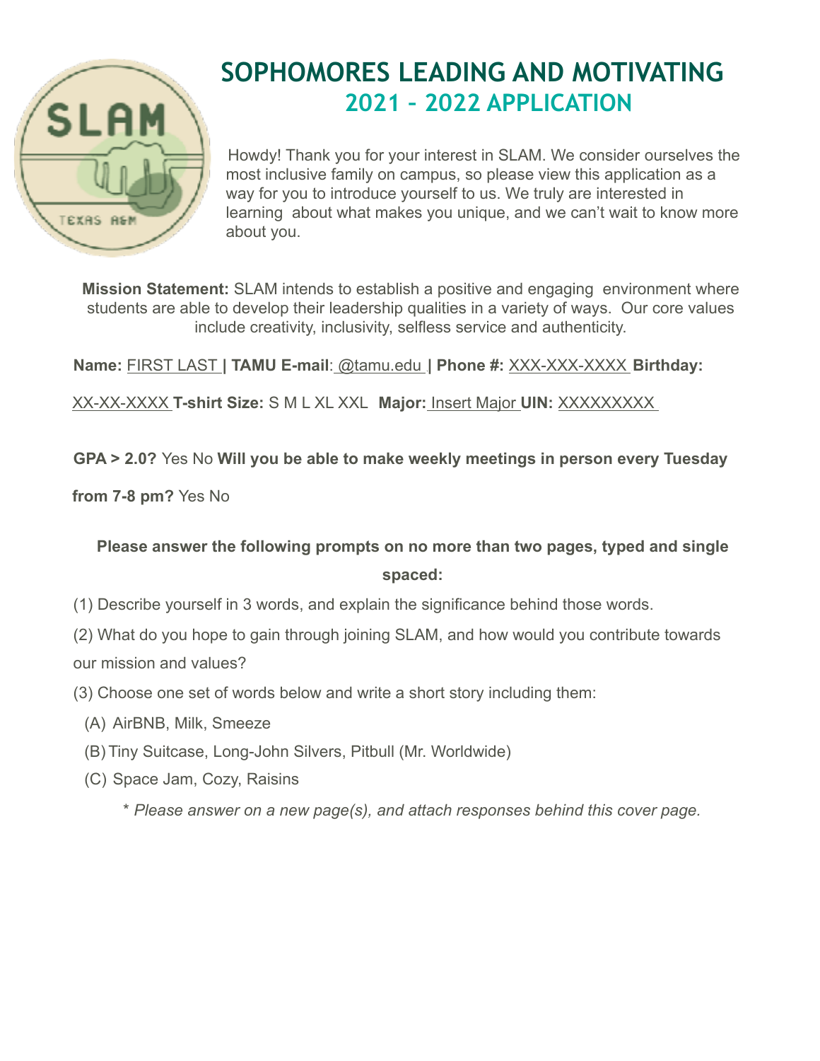# SOPHOMORES LEADING AND MOTIVATING
## 2021 – 2022 APPLICATION

Howdy! Thank you for your interest in SLAM. We consider ourselves the most inclusive family on campus, so please view this application as a way for you to introduce yourself to us. We truly are interested in learning about what makes you unique, and we can't wait to know more about you.

**Mission Statement:** SLAM intends to establish a positive and engaging environment where students are able to develop their leadership qualities in a variety of ways. Our core values include creativity, inclusivity, selfless service and authenticity.

**Name:** FIRST LAST **| TAMU E-mail**: @tamu.edu **| Phone #:** XXX-XXX-XXXX **Birthday:** XX-XX-XXXX **T-shirt Size:** S M L XL XXL **Major:** Insert Major **UIN:** XXXXXXXXX

**GPA > 2.0?** Yes No **Will you be able to make weekly meetings in person every Tuesday from 7-8 pm?** Yes No

**Please answer the following prompts on no more than two pages, typed and single spaced:**

(1) Describe yourself in 3 words, and explain the significance behind those words.

(2) What do you hope to gain through joining SLAM, and how would you contribute towards our mission and values?

(3) Choose one set of words below and write a short story including them:

(A) AirBNB, Milk, Smeeze

(B) Tiny Suitcase, Long-John Silvers, Pitbull (Mr. Worldwide)

(C) Space Jam, Cozy, Raisins

\* *Please answer on a new page(s), and attach responses behind this cover page.*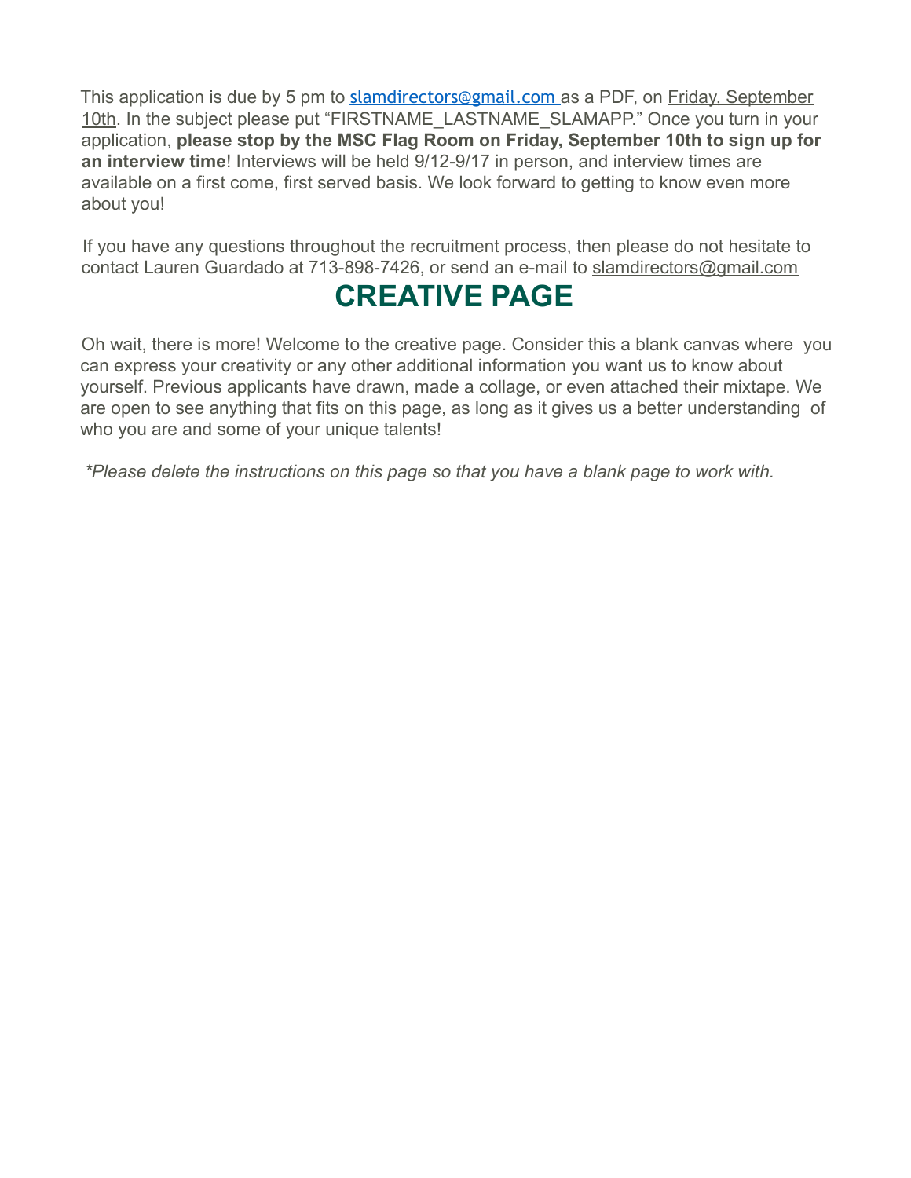This application is due by 5 pm to slamdirectors@gmail.com as a PDF, on Friday, September 10th. In the subject please put "FIRSTNAME_LASTNAME_SLAMAPP." Once you turn in your application, **please stop by the MSC Flag Room on Friday, September 10th to sign up for an interview time**! Interviews will be held 9/12-9/17 in person, and interview times are available on a first come, first served basis. We look forward to getting to know even more about you!

If you have any questions throughout the recruitment process, then please do not hesitate to contact Lauren Guardado at 713-898-7426, or send an e-mail to slamdirectors@gmail.com

# CREATIVE PAGE

Oh wait, there is more! Welcome to the creative page. Consider this a blank canvas where you can express your creativity or any other additional information you want us to know about yourself. Previous applicants have drawn, made a collage, or even attached their mixtape. We are open to see anything that fits on this page, as long as it gives us a better understanding of who you are and some of your unique talents!

*\*Please delete the instructions on this page so that you have a blank page to work with.*